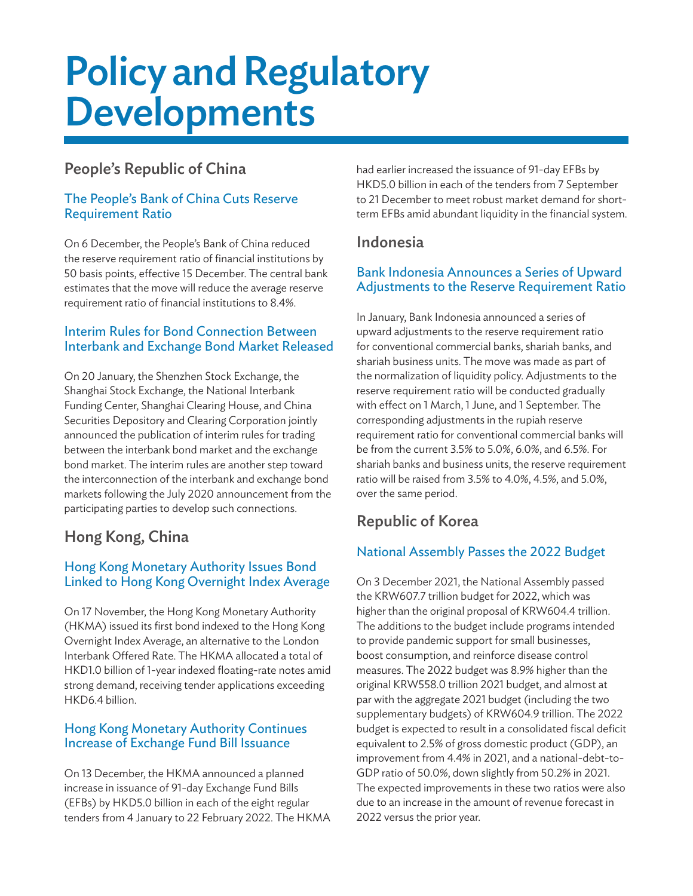# Policy and Regulatory Developments

## People's Republic of China

### The People's Bank of China Cuts Reserve Requirement Ratio

On 6 December, the People's Bank of China reduced the reserve requirement ratio of financial institutions by 50 basis points, effective 15 December. The central bank estimates that the move will reduce the average reserve requirement ratio of financial institutions to 8.4%.

### Interim Rules for Bond Connection Between Interbank and Exchange Bond Market Released

On 20 January, the Shenzhen Stock Exchange, the Shanghai Stock Exchange, the National Interbank Funding Center, Shanghai Clearing House, and China Securities Depository and Clearing Corporation jointly announced the publication of interim rules for trading between the interbank bond market and the exchange bond market. The interim rules are another step toward the interconnection of the interbank and exchange bond markets following the July 2020 announcement from the participating parties to develop such connections.

## Hong Kong, China

### Hong Kong Monetary Authority Issues Bond Linked to Hong Kong Overnight Index Average

On 17 November, the Hong Kong Monetary Authority (HKMA) issued its first bond indexed to the Hong Kong Overnight Index Average, an alternative to the London Interbank Offered Rate. The HKMA allocated a total of HKD1.0 billion of 1-year indexed floating-rate notes amid strong demand, receiving tender applications exceeding HKD6.4 billion.

### Hong Kong Monetary Authority Continues Increase of Exchange Fund Bill Issuance

On 13 December, the HKMA announced a planned increase in issuance of 91-day Exchange Fund Bills (EFBs) by HKD5.0 billion in each of the eight regular tenders from 4 January to 22 February 2022. The HKMA had earlier increased the issuance of 91-day EFBs by HKD5.0 billion in each of the tenders from 7 September to 21 December to meet robust market demand for short-term EFBs amid abundant liquidity in the financial system.

## Indonesia

### Bank Indonesia Announces a Series of Upward Adjustments to the Reserve Requirement Ratio

In January, Bank Indonesia announced a series of upward adjustments to the reserve requirement ratio for conventional commercial banks, shariah banks, and shariah business units. The move was made as part of the normalization of liquidity policy. Adjustments to the reserve requirement ratio will be conducted gradually with effect on 1 March, 1 June, and 1 September. The corresponding adjustments in the rupiah reserve requirement ratio for conventional commercial banks will be from the current 3.5% to 5.0%, 6.0%, and 6.5%. For shariah banks and business units, the reserve requirement ratio will be raised from 3.5% to 4.0%, 4.5%, and 5.0%, over the same period.

## Republic of Korea

### National Assembly Passes the 2022 Budget

On 3 December 2021, the National Assembly passed the KRW607.7 trillion budget for 2022, which was higher than the original proposal of KRW604.4 trillion. The additions to the budget include programs intended to provide pandemic support for small businesses, boost consumption, and reinforce disease control measures. The 2022 budget was 8.9% higher than the original KRW558.0 trillion 2021 budget, and almost at par with the aggregate 2021 budget (including the two supplementary budgets) of KRW604.9 trillion. The 2022 budget is expected to result in a consolidated fiscal deficit equivalent to 2.5% of gross domestic product (GDP), an improvement from 4.4% in 2021, and a national-debt-to-GDP ratio of 50.0%, down slightly from 50.2% in 2021. The expected improvements in these two ratios were also due to an increase in the amount of revenue forecast in 2022 versus the prior year.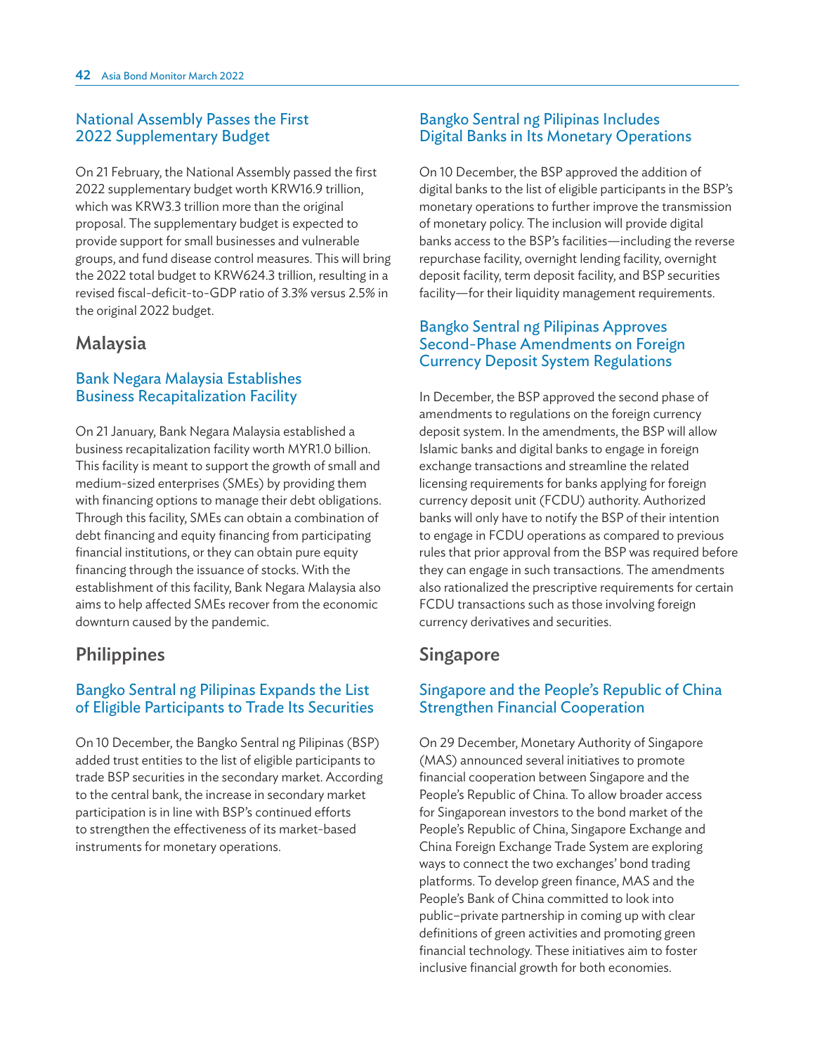### National Assembly Passes the First 2022 Supplementary Budget

On 21 February, the National Assembly passed the first 2022 supplementary budget worth KRW16.9 trillion, which was KRW3.3 trillion more than the original proposal. The supplementary budget is expected to provide support for small businesses and vulnerable groups, and fund disease control measures. This will bring the 2022 total budget to KRW624.3 trillion, resulting in a revised fiscal-deficit-to-GDP ratio of 3.3% versus 2.5% in the original 2022 budget.

## Malaysia

### Bank Negara Malaysia Establishes Business Recapitalization Facility

On 21 January, Bank Negara Malaysia established a business recapitalization facility worth MYR1.0 billion. This facility is meant to support the growth of small and medium-sized enterprises (SMEs) by providing them with financing options to manage their debt obligations. Through this facility, SMEs can obtain a combination of debt financing and equity financing from participating financial institutions, or they can obtain pure equity financing through the issuance of stocks. With the establishment of this facility, Bank Negara Malaysia also aims to help affected SMEs recover from the economic downturn caused by the pandemic.

## Philippines

### Bangko Sentral ng Pilipinas Expands the List of Eligible Participants to Trade Its Securities

On 10 December, the Bangko Sentral ng Pilipinas (BSP) added trust entities to the list of eligible participants to trade BSP securities in the secondary market. According to the central bank, the increase in secondary market participation is in line with BSP's continued efforts to strengthen the effectiveness of its market-based instruments for monetary operations.

### Bangko Sentral ng Pilipinas Includes Digital Banks in Its Monetary Operations

On 10 December, the BSP approved the addition of digital banks to the list of eligible participants in the BSP's monetary operations to further improve the transmission of monetary policy. The inclusion will provide digital banks access to the BSP's facilities—including the reverse repurchase facility, overnight lending facility, overnight deposit facility, term deposit facility, and BSP securities facility—for their liquidity management requirements.

### Bangko Sentral ng Pilipinas Approves Second-Phase Amendments on Foreign Currency Deposit System Regulations

In December, the BSP approved the second phase of amendments to regulations on the foreign currency deposit system. In the amendments, the BSP will allow Islamic banks and digital banks to engage in foreign exchange transactions and streamline the related licensing requirements for banks applying for foreign currency deposit unit (FCDU) authority. Authorized banks will only have to notify the BSP of their intention to engage in FCDU operations as compared to previous rules that prior approval from the BSP was required before they can engage in such transactions. The amendments also rationalized the prescriptive requirements for certain FCDU transactions such as those involving foreign currency derivatives and securities.

## Singapore

### Singapore and the People's Republic of China Strengthen Financial Cooperation

On 29 December, Monetary Authority of Singapore (MAS) announced several initiatives to promote financial cooperation between Singapore and the People's Republic of China. To allow broader access for Singaporean investors to the bond market of the People's Republic of China, Singapore Exchange and China Foreign Exchange Trade System are exploring ways to connect the two exchanges' bond trading platforms. To develop green finance, MAS and the People's Bank of China committed to look into public–private partnership in coming up with clear definitions of green activities and promoting green financial technology. These initiatives aim to foster inclusive financial growth for both economies.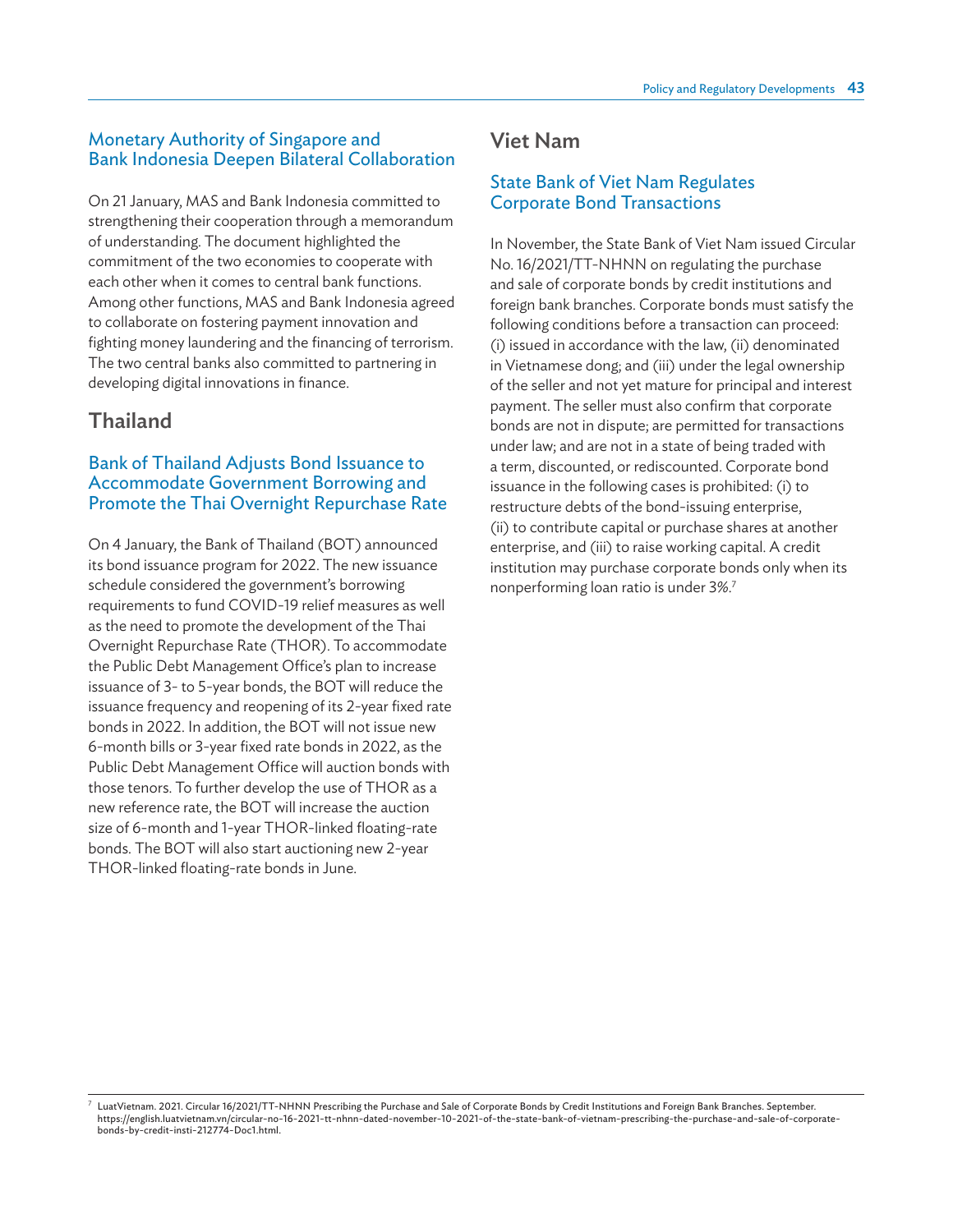### Monetary Authority of Singapore and Bank Indonesia Deepen Bilateral Collaboration

On 21 January, MAS and Bank Indonesia committed to strengthening their cooperation through a memorandum of understanding. The document highlighted the commitment of the two economies to cooperate with each other when it comes to central bank functions. Among other functions, MAS and Bank Indonesia agreed to collaborate on fostering payment innovation and fighting money laundering and the financing of terrorism. The two central banks also committed to partnering in developing digital innovations in finance.

## Thailand

### Bank of Thailand Adjusts Bond Issuance to Accommodate Government Borrowing and Promote the Thai Overnight Repurchase Rate

On 4 January, the Bank of Thailand (BOT) announced its bond issuance program for 2022. The new issuance schedule considered the government's borrowing requirements to fund COVID-19 relief measures as well as the need to promote the development of the Thai Overnight Repurchase Rate (THOR). To accommodate the Public Debt Management Office's plan to increase issuance of 3- to 5-year bonds, the BOT will reduce the issuance frequency and reopening of its 2-year fixed rate bonds in 2022. In addition, the BOT will not issue new 6-month bills or 3-year fixed rate bonds in 2022, as the Public Debt Management Office will auction bonds with those tenors. To further develop the use of THOR as a new reference rate, the BOT will increase the auction size of 6-month and 1-year THOR-linked floating-rate bonds. The BOT will also start auctioning new 2-year THOR-linked floating-rate bonds in June.

## Viet Nam

### State Bank of Viet Nam Regulates Corporate Bond Transactions

In November, the State Bank of Viet Nam issued Circular No. 16/2021/TT-NHNN on regulating the purchase and sale of corporate bonds by credit institutions and foreign bank branches. Corporate bonds must satisfy the following conditions before a transaction can proceed: (i) issued in accordance with the law, (ii) denominated in Vietnamese dong; and (iii) under the legal ownership of the seller and not yet mature for principal and interest payment. The seller must also confirm that corporate bonds are not in dispute; are permitted for transactions under law; and are not in a state of being traded with a term, discounted, or rediscounted. Corporate bond issuance in the following cases is prohibited: (i) to restructure debts of the bond-issuing enterprise, (ii) to contribute capital or purchase shares at another enterprise, and (iii) to raise working capital. A credit institution may purchase corporate bonds only when its nonperforming loan ratio is under 3%.[7]

---

[7] LuatVietnam. 2021. Circular 16/2021/TT-NHNN Prescribing the Purchase and Sale of Corporate Bonds by Credit Institutions and Foreign Bank Branches. September. https://english.luatvietnam.vn/circular-no-16-2021-tt-nhnn-dated-november-10-2021-of-the-state-bank-of-vietnam-prescribing-the-purchase-and-sale-of-corporate-bonds-by-credit-insti-212774-Doc1.html.